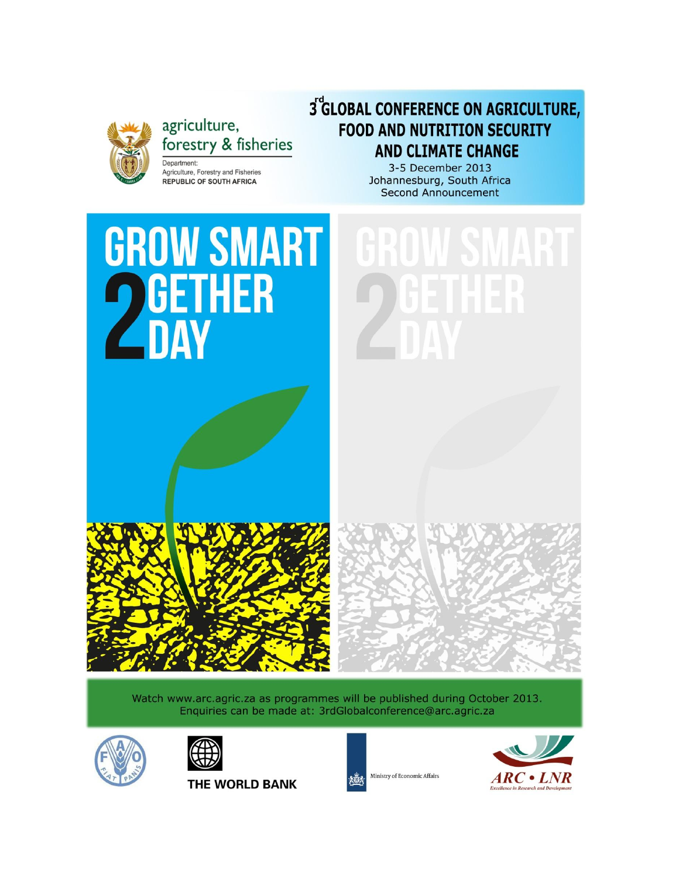agriculture, forestry & fisheries

Department: Agriculture, Forestry and Fisheries
REPUBLIC OF SOUTH AFRICA

# 3rd GLOBAL CONFERENCE ON AGRICULTURE, FOOD AND NUTRITION SECURITY AND CLIMATE CHANGE

3-5 December 2013
Johannesburg, South Africa
Second Announcement

## GROW SMART 2GETHER 2DAY

Watch www.arc.agric.za as programmes will be published during October 2013.
Enquiries can be made at: 3rdGlobalconference@arc.agric.za

FIAT PANIS

THE WORLD BANK

Ministry of Economic Affairs

ARC • LNR
Excellence in Research and Development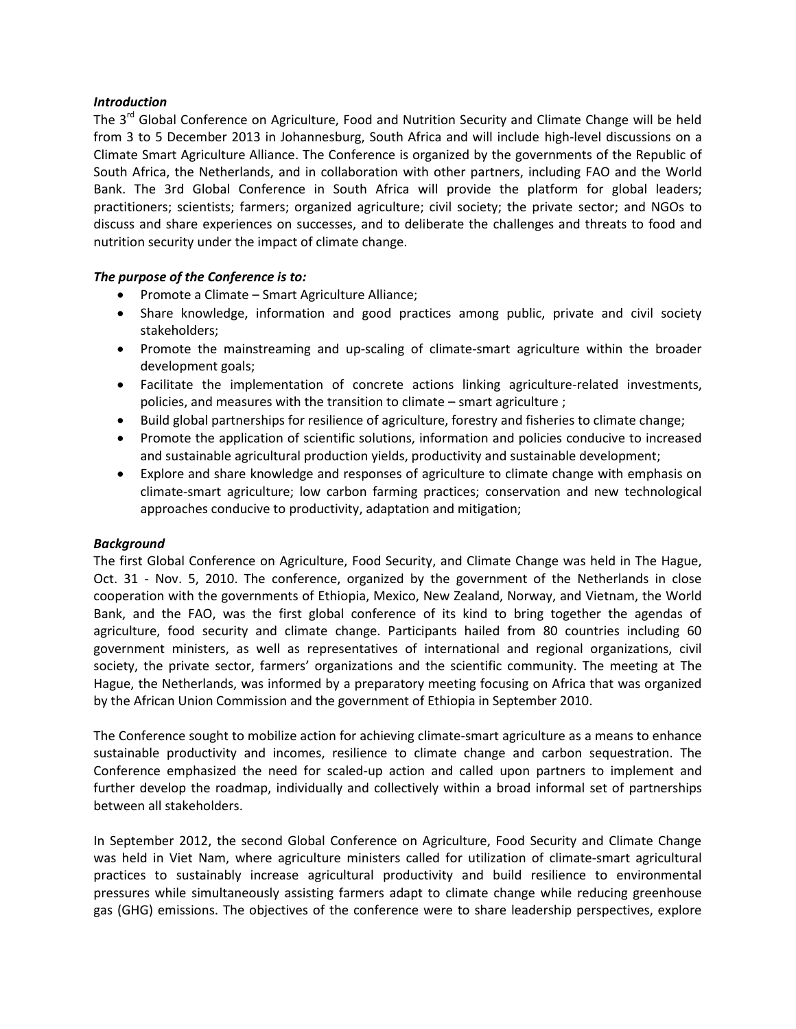### *Introduction*

The 3rd Global Conference on Agriculture, Food and Nutrition Security and Climate Change will be held from 3 to 5 December 2013 in Johannesburg, South Africa and will include high-level discussions on a Climate Smart Agriculture Alliance. The Conference is organized by the governments of the Republic of South Africa, the Netherlands, and in collaboration with other partners, including FAO and the World Bank. The 3rd Global Conference in South Africa will provide the platform for global leaders; practitioners; scientists; farmers; organized agriculture; civil society; the private sector; and NGOs to discuss and share experiences on successes, and to deliberate the challenges and threats to food and nutrition security under the impact of climate change.

### *The purpose of the Conference is to:*

- Promote a Climate – Smart Agriculture Alliance;
- Share knowledge, information and good practices among public, private and civil society stakeholders;
- Promote the mainstreaming and up-scaling of climate-smart agriculture within the broader development goals;
- Facilitate the implementation of concrete actions linking agriculture-related investments, policies, and measures with the transition to climate – smart agriculture ;
- Build global partnerships for resilience of agriculture, forestry and fisheries to climate change;
- Promote the application of scientific solutions, information and policies conducive to increased and sustainable agricultural production yields, productivity and sustainable development;
- Explore and share knowledge and responses of agriculture to climate change with emphasis on climate-smart agriculture; low carbon farming practices; conservation and new technological approaches conducive to productivity, adaptation and mitigation;

### *Background*

The first Global Conference on Agriculture, Food Security, and Climate Change was held in The Hague, Oct. 31 - Nov. 5, 2010. The conference, organized by the government of the Netherlands in close cooperation with the governments of Ethiopia, Mexico, New Zealand, Norway, and Vietnam, the World Bank, and the FAO, was the first global conference of its kind to bring together the agendas of agriculture, food security and climate change. Participants hailed from 80 countries including 60 government ministers, as well as representatives of international and regional organizations, civil society, the private sector, farmers' organizations and the scientific community. The meeting at The Hague, the Netherlands, was informed by a preparatory meeting focusing on Africa that was organized by the African Union Commission and the government of Ethiopia in September 2010.

The Conference sought to mobilize action for achieving climate-smart agriculture as a means to enhance sustainable productivity and incomes, resilience to climate change and carbon sequestration. The Conference emphasized the need for scaled-up action and called upon partners to implement and further develop the roadmap, individually and collectively within a broad informal set of partnerships between all stakeholders.

In September 2012, the second Global Conference on Agriculture, Food Security and Climate Change was held in Viet Nam, where agriculture ministers called for utilization of climate-smart agricultural practices to sustainably increase agricultural productivity and build resilience to environmental pressures while simultaneously assisting farmers adapt to climate change while reducing greenhouse gas (GHG) emissions. The objectives of the conference were to share leadership perspectives, explore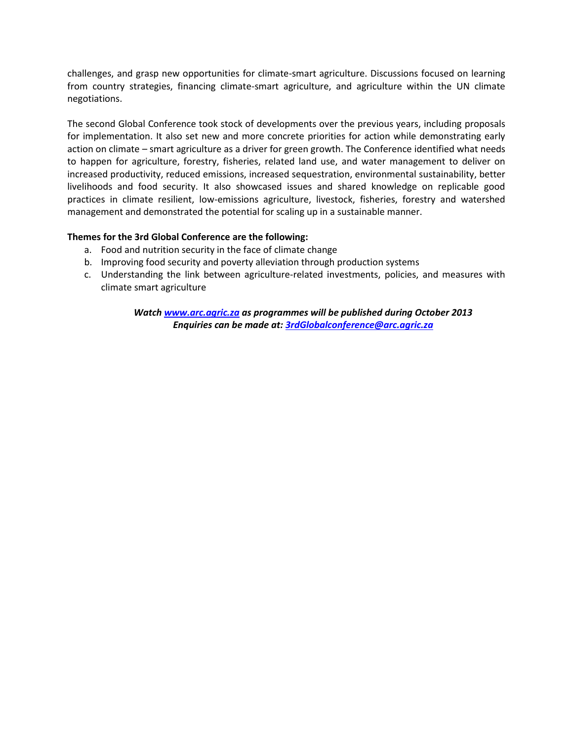challenges, and grasp new opportunities for climate-smart agriculture. Discussions focused on learning from country strategies, financing climate-smart agriculture, and agriculture within the UN climate negotiations.

The second Global Conference took stock of developments over the previous years, including proposals for implementation. It also set new and more concrete priorities for action while demonstrating early action on climate – smart agriculture as a driver for green growth. The Conference identified what needs to happen for agriculture, forestry, fisheries, related land use, and water management to deliver on increased productivity, reduced emissions, increased sequestration, environmental sustainability, better livelihoods and food security. It also showcased issues and shared knowledge on replicable good practices in climate resilient, low-emissions agriculture, livestock, fisheries, forestry and watershed management and demonstrated the potential for scaling up in a sustainable manner.

**Themes for the 3rd Global Conference are the following:**

a. Food and nutrition security in the face of climate change
b. Improving food security and poverty alleviation through production systems
c. Understanding the link between agriculture-related investments, policies, and measures with climate smart agriculture

***Watch [www.arc.agric.za](http://www.arc.agric.za) as programmes will be published during October 2013***
***Enquiries can be made at: [3rdGlobalconference@arc.agric.za](mailto:3rdGlobalconference@arc.agric.za)***